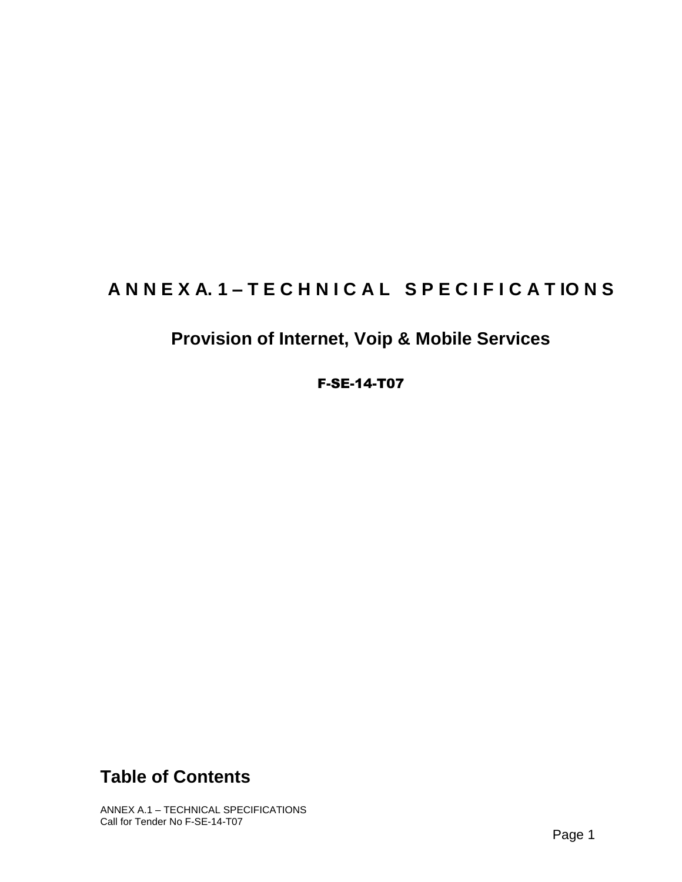# ANNEX A.1 – TECHNICAL SPECIFICATIONS

## Provision of Internet, Voip & Mobile Services

**F-SE-14-T07**

## Table of Contents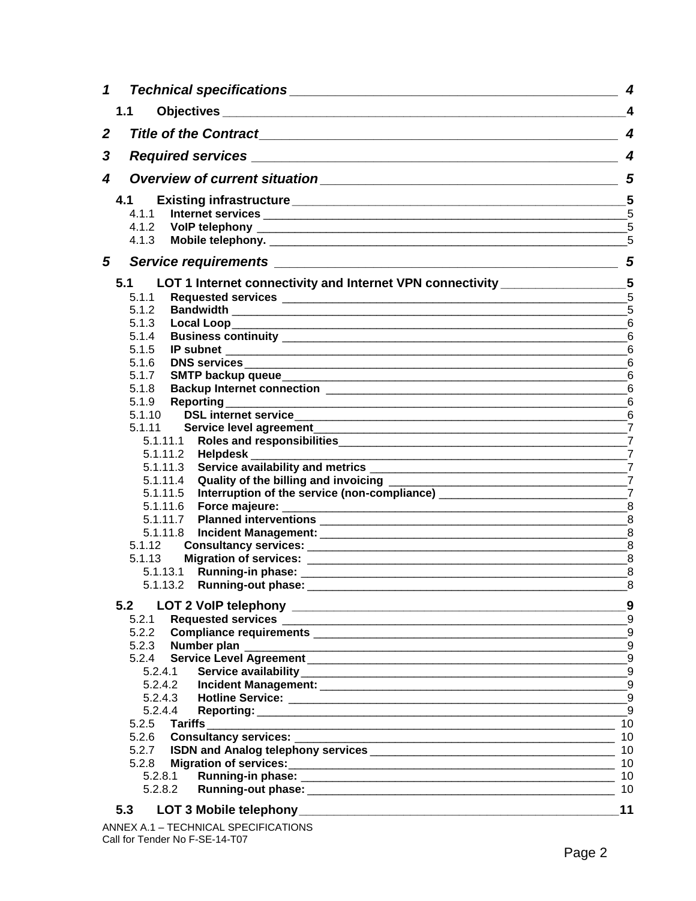**1 Technical specifications** 4

**1.1 Objectives** 4

**2 Title of the Contract** 4

**3 Required services** 4

**4 Overview of current situation** 5

**4.1 Existing infrastructure** 5

4.1.1 **Internet services** 5

4.1.2 **VoIP telephony** 5

4.1.3 **Mobile telephony.** 5

**5 Service requirements** 5

**5.1 LOT 1 Internet connectivity and Internet VPN connectivity** 5

5.1.1 **Requested services** 5

5.1.2 **Bandwidth** 5

5.1.3 **Local Loop** 6

5.1.4 **Business continuity** 6

5.1.5 **IP subnet** 6

5.1.6 **DNS services** 6

5.1.7 **SMTP backup queue** 6

5.1.8 **Backup Internet connection** 6

5.1.9 **Reporting** 6

5.1.10 **DSL internet service** 6

5.1.11 **Service level agreement** 7

5.1.11.1 **Roles and responsibilities** 7

5.1.11.2 **Helpdesk** 7

5.1.11.3 **Service availability and metrics** 7

5.1.11.4 **Quality of the billing and invoicing** 7

5.1.11.5 **Interruption of the service (non-compliance)** 7

5.1.11.6 **Force majeure:** 8

5.1.11.7 **Planned interventions** 8

5.1.11.8 **Incident Management:** 8

5.1.12 **Consultancy services:** 8

5.1.13 **Migration of services:** 8

5.1.13.1 **Running-in phase:** 8

5.1.13.2 **Running-out phase:** 8

**5.2 LOT 2 VoIP telephony** 9

5.2.1 **Requested services** 9

5.2.2 **Compliance requirements** 9

5.2.3 **Number plan** 9

5.2.4 **Service Level Agreement** 9

5.2.4.1 **Service availability** 9

5.2.4.2 **Incident Management:** 9

5.2.4.3 **Hotline Service:** 9

5.2.4.4 **Reporting:** 9

5.2.5 **Tariffs** 10

5.2.6 **Consultancy services:** 10

5.2.7 **ISDN and Analog telephony services** 10

5.2.8 **Migration of services:** 10

5.2.8.1 **Running-in phase:** 10

5.2.8.2 **Running-out phase:** 10

**5.3 LOT 3 Mobile telephony** 11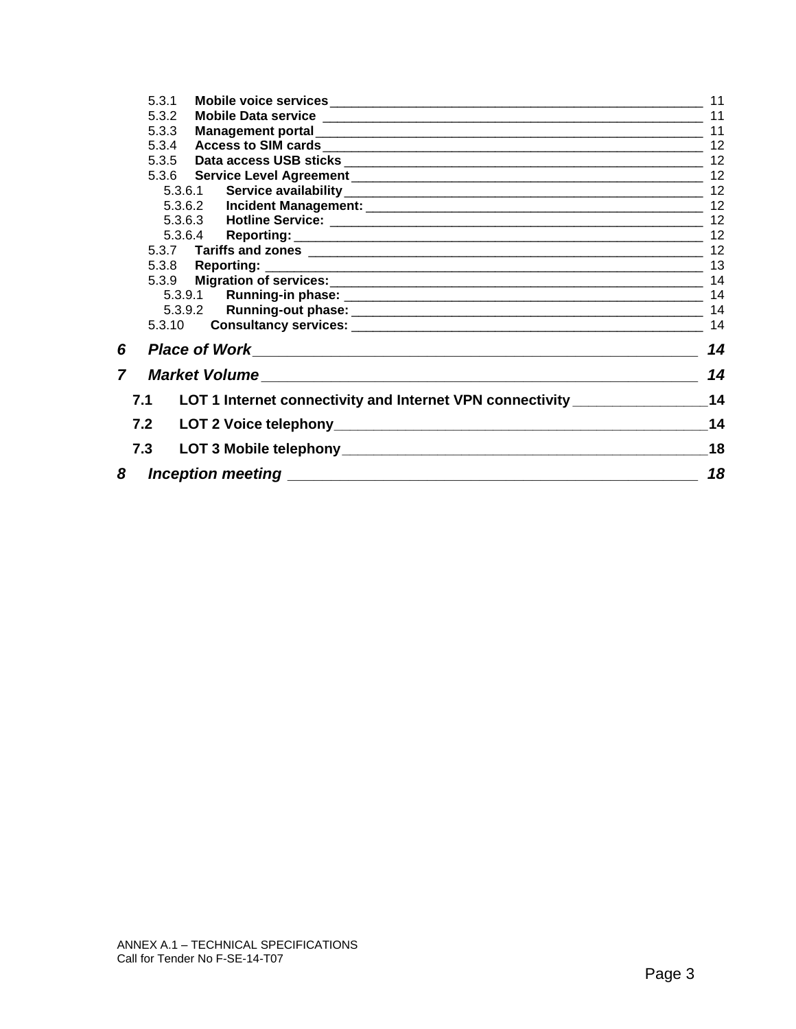5.3.1 **Mobile voice services** ____ 11
5.3.2 **Mobile Data service** ____ 11
5.3.3 **Management portal** ____ 11
5.3.4 **Access to SIM cards** ____ 12
5.3.5 **Data access USB sticks** ____ 12
5.3.6 **Service Level Agreement** ____ 12
5.3.6.1 **Service availability** ____ 12
5.3.6.2 **Incident Management:** ____ 12
5.3.6.3 **Hotline Service:** ____ 12
5.3.6.4 **Reporting:** ____ 12
5.3.7 **Tariffs and zones** ____ 12
5.3.8 **Reporting:** ____ 13
5.3.9 **Migration of services:** ____ 14
5.3.9.1 **Running-in phase:** ____ 14
5.3.9.2 **Running-out phase:** ____ 14
5.3.10 **Consultancy services:** ____ 14

***6 Place of Work*** ____ ***14***

***7 Market Volume*** ____ ***14***

**7.1 LOT 1 Internet connectivity and Internet VPN connectivity** ____ **14**

**7.2 LOT 2 Voice telephony** ____ **14**

**7.3 LOT 3 Mobile telephony** ____ **18**

***8 Inception meeting*** ____ ***18***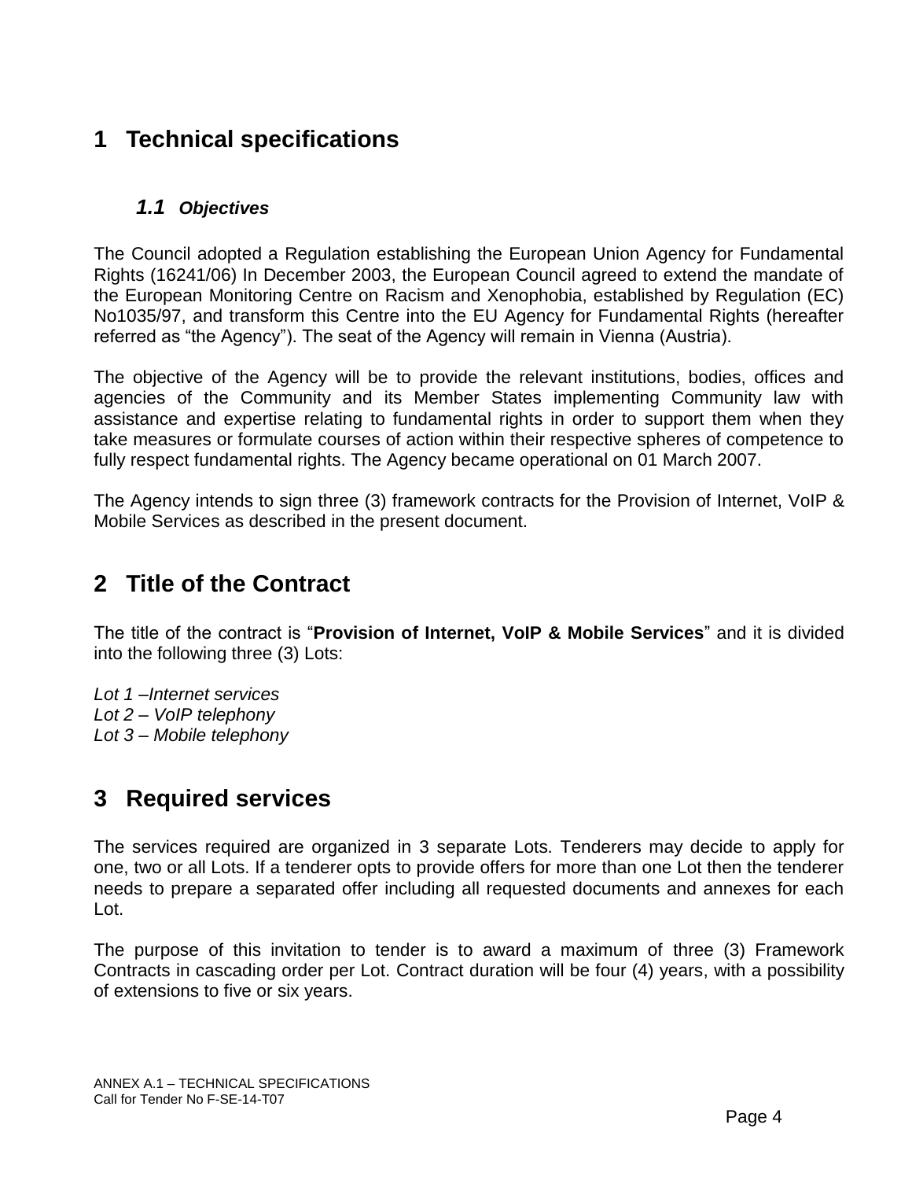# 1 Technical specifications

### *1.1 Objectives*

The Council adopted a Regulation establishing the European Union Agency for Fundamental Rights (16241/06) In December 2003, the European Council agreed to extend the mandate of the European Monitoring Centre on Racism and Xenophobia, established by Regulation (EC) No1035/97, and transform this Centre into the EU Agency for Fundamental Rights (hereafter referred as "the Agency"). The seat of the Agency will remain in Vienna (Austria).

The objective of the Agency will be to provide the relevant institutions, bodies, offices and agencies of the Community and its Member States implementing Community law with assistance and expertise relating to fundamental rights in order to support them when they take measures or formulate courses of action within their respective spheres of competence to fully respect fundamental rights. The Agency became operational on 01 March 2007.

The Agency intends to sign three (3) framework contracts for the Provision of Internet, VoIP & Mobile Services as described in the present document.

# 2 Title of the Contract

The title of the contract is "**Provision of Internet, VoIP & Mobile Services**" and it is divided into the following three (3) Lots:

*Lot 1 –Internet services*
*Lot 2 – VoIP telephony*
*Lot 3 – Mobile telephony*

# 3 Required services

The services required are organized in 3 separate Lots. Tenderers may decide to apply for one, two or all Lots. If a tenderer opts to provide offers for more than one Lot then the tenderer needs to prepare a separated offer including all requested documents and annexes for each Lot.

The purpose of this invitation to tender is to award a maximum of three (3) Framework Contracts in cascading order per Lot. Contract duration will be four (4) years, with a possibility of extensions to five or six years.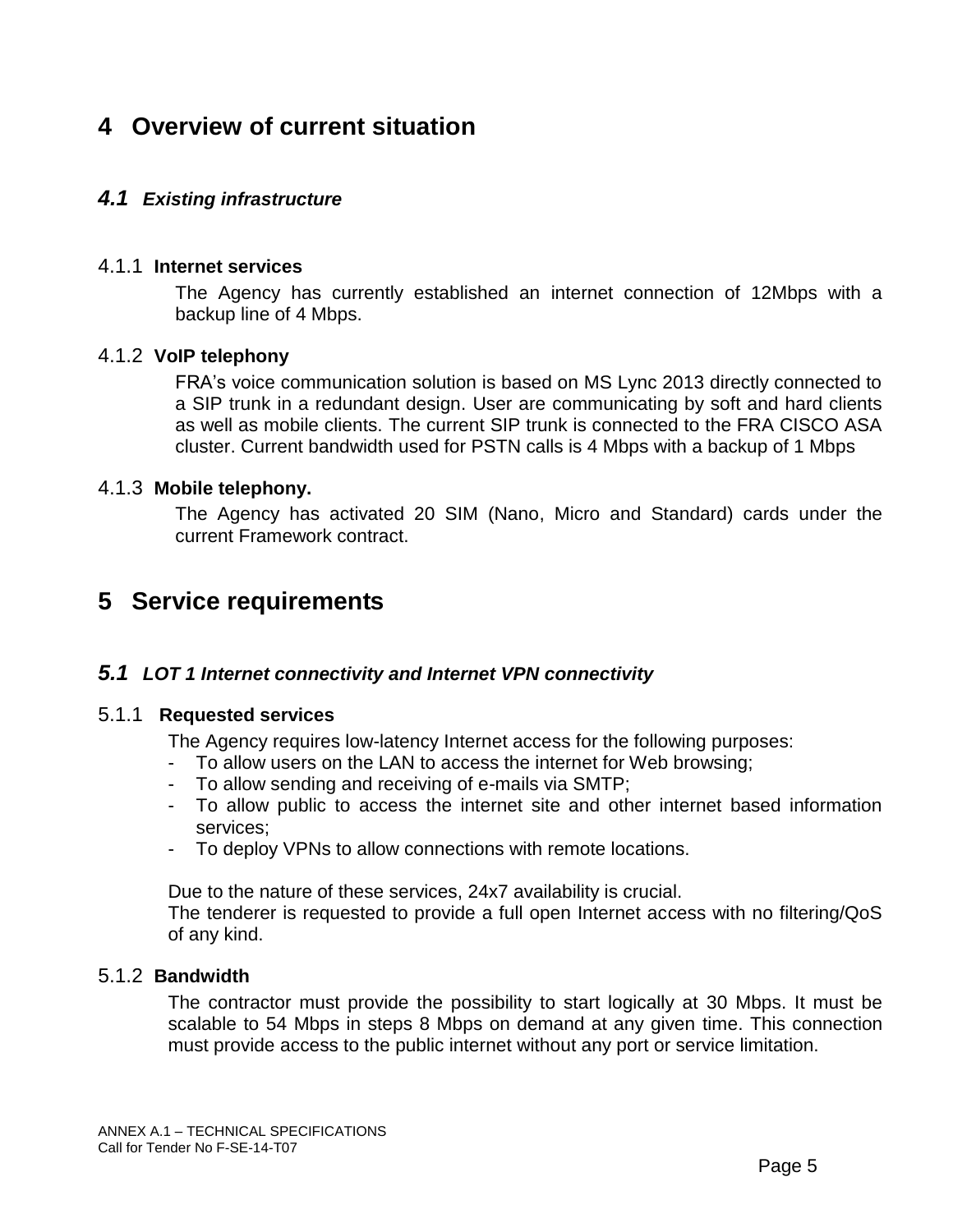# 4 Overview of current situation

## 4.1 *Existing infrastructure*

### 4.1.1 Internet services

The Agency has currently established an internet connection of 12Mbps with a backup line of 4 Mbps.

### 4.1.2 VoIP telephony

FRA's voice communication solution is based on MS Lync 2013 directly connected to a SIP trunk in a redundant design. User are communicating by soft and hard clients as well as mobile clients. The current SIP trunk is connected to the FRA CISCO ASA cluster. Current bandwidth used for PSTN calls is 4 Mbps with a backup of 1 Mbps

### 4.1.3 Mobile telephony.

The Agency has activated 20 SIM (Nano, Micro and Standard) cards under the current Framework contract.

# 5 Service requirements

## 5.1 *LOT 1 Internet connectivity and Internet VPN connectivity*

### 5.1.1 Requested services

The Agency requires low-latency Internet access for the following purposes:

- To allow users on the LAN to access the internet for Web browsing;
- To allow sending and receiving of e-mails via SMTP;
- To allow public to access the internet site and other internet based information services;
- To deploy VPNs to allow connections with remote locations.

Due to the nature of these services, 24x7 availability is crucial.
The tenderer is requested to provide a full open Internet access with no filtering/QoS of any kind.

### 5.1.2 Bandwidth

The contractor must provide the possibility to start logically at 30 Mbps. It must be scalable to 54 Mbps in steps 8 Mbps on demand at any given time. This connection must provide access to the public internet without any port or service limitation.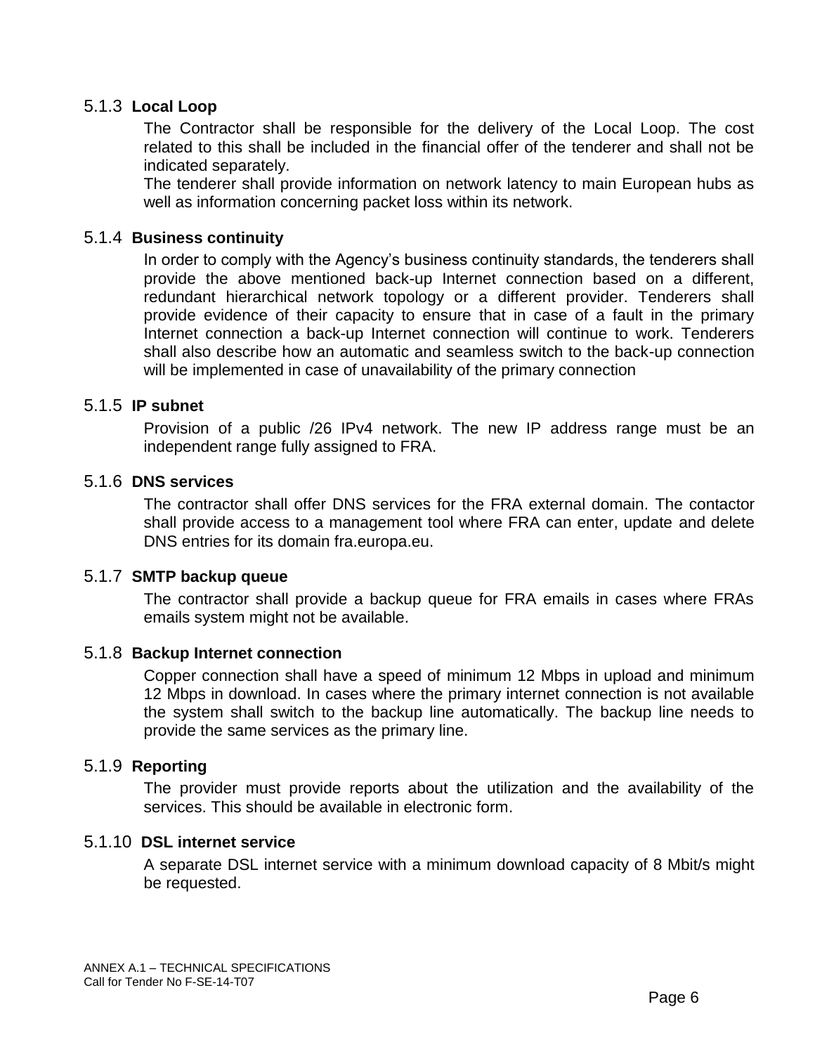### 5.1.3 **Local Loop**

The Contractor shall be responsible for the delivery of the Local Loop. The cost related to this shall be included in the financial offer of the tenderer and shall not be indicated separately.

The tenderer shall provide information on network latency to main European hubs as well as information concerning packet loss within its network.

### 5.1.4 **Business continuity**

In order to comply with the Agency's business continuity standards, the tenderers shall provide the above mentioned back-up Internet connection based on a different, redundant hierarchical network topology or a different provider. Tenderers shall provide evidence of their capacity to ensure that in case of a fault in the primary Internet connection a back-up Internet connection will continue to work. Tenderers shall also describe how an automatic and seamless switch to the back-up connection will be implemented in case of unavailability of the primary connection

### 5.1.5 **IP subnet**

Provision of a public /26 IPv4 network. The new IP address range must be an independent range fully assigned to FRA.

### 5.1.6 **DNS services**

The contractor shall offer DNS services for the FRA external domain. The contactor shall provide access to a management tool where FRA can enter, update and delete DNS entries for its domain fra.europa.eu.

### 5.1.7 **SMTP backup queue**

The contractor shall provide a backup queue for FRA emails in cases where FRAs emails system might not be available.

### 5.1.8 **Backup Internet connection**

Copper connection shall have a speed of minimum 12 Mbps in upload and minimum 12 Mbps in download. In cases where the primary internet connection is not available the system shall switch to the backup line automatically. The backup line needs to provide the same services as the primary line.

### 5.1.9 **Reporting**

The provider must provide reports about the utilization and the availability of the services. This should be available in electronic form.

### 5.1.10 **DSL internet service**

A separate DSL internet service with a minimum download capacity of 8 Mbit/s might be requested.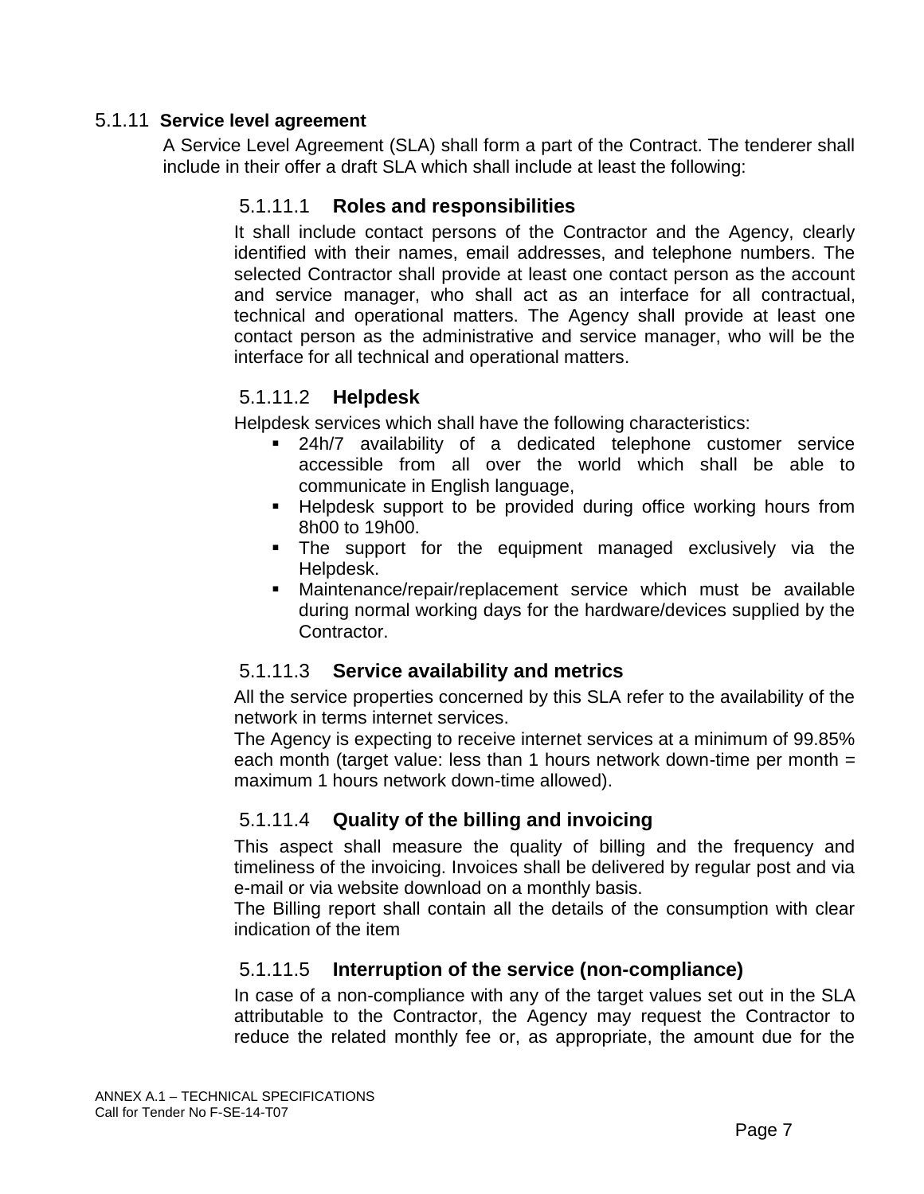### 5.1.11 **Service level agreement**

A Service Level Agreement (SLA) shall form a part of the Contract. The tenderer shall include in their offer a draft SLA which shall include at least the following:

#### 5.1.11.1 **Roles and responsibilities**

It shall include contact persons of the Contractor and the Agency, clearly identified with their names, email addresses, and telephone numbers. The selected Contractor shall provide at least one contact person as the account and service manager, who shall act as an interface for all contractual, technical and operational matters. The Agency shall provide at least one contact person as the administrative and service manager, who will be the interface for all technical and operational matters.

#### 5.1.11.2 **Helpdesk**

Helpdesk services which shall have the following characteristics:

- 24h/7 availability of a dedicated telephone customer service accessible from all over the world which shall be able to communicate in English language,
- Helpdesk support to be provided during office working hours from 8h00 to 19h00.
- The support for the equipment managed exclusively via the Helpdesk.
- Maintenance/repair/replacement service which must be available during normal working days for the hardware/devices supplied by the Contractor.

#### 5.1.11.3 **Service availability and metrics**

All the service properties concerned by this SLA refer to the availability of the network in terms internet services.

The Agency is expecting to receive internet services at a minimum of 99.85% each month (target value: less than 1 hours network down-time per month = maximum 1 hours network down-time allowed).

#### 5.1.11.4 **Quality of the billing and invoicing**

This aspect shall measure the quality of billing and the frequency and timeliness of the invoicing. Invoices shall be delivered by regular post and via e-mail or via website download on a monthly basis.

The Billing report shall contain all the details of the consumption with clear indication of the item

#### 5.1.11.5 **Interruption of the service (non-compliance)**

In case of a non-compliance with any of the target values set out in the SLA attributable to the Contractor, the Agency may request the Contractor to reduce the related monthly fee or, as appropriate, the amount due for the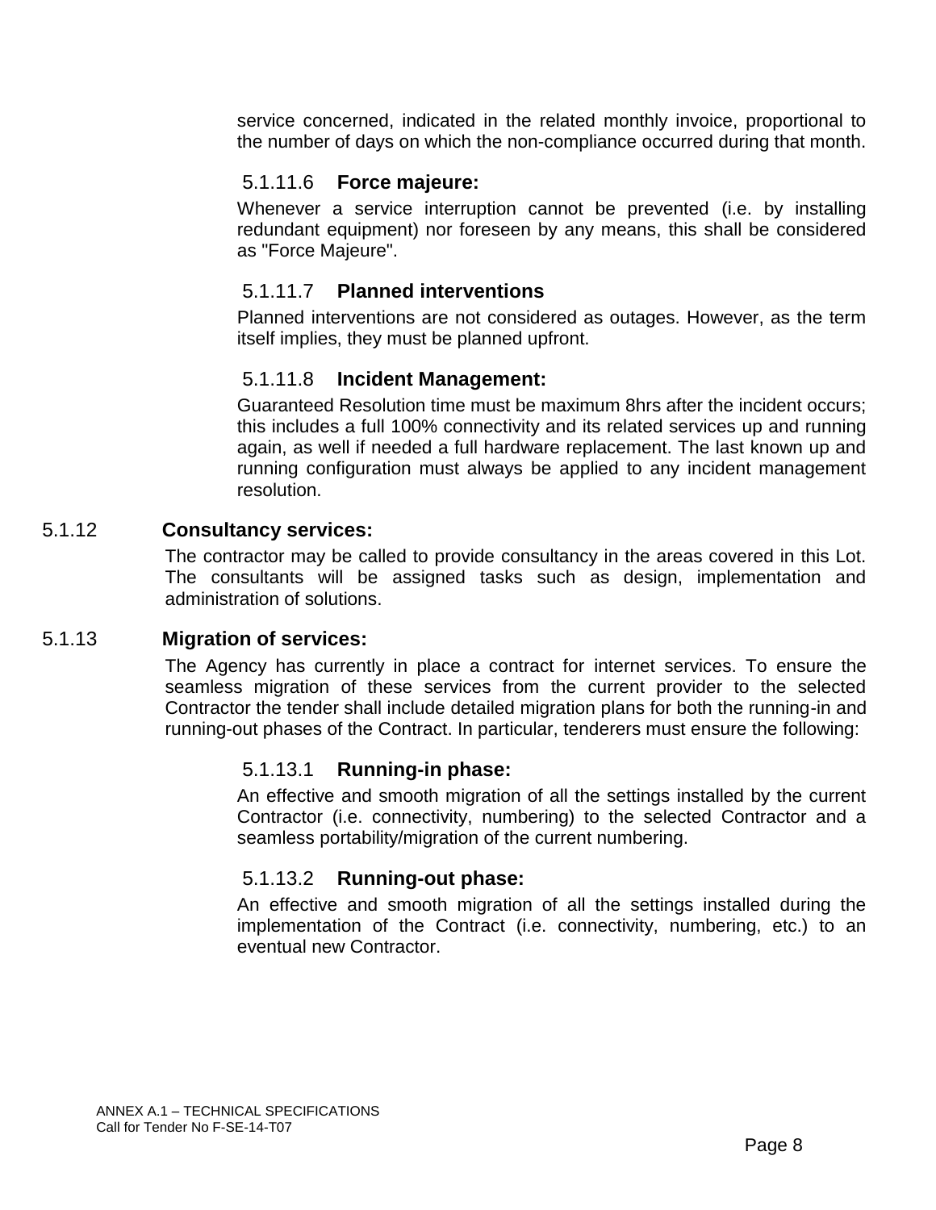service concerned, indicated in the related monthly invoice, proportional to the number of days on which the non-compliance occurred during that month.

#### 5.1.11.6 Force majeure:

Whenever a service interruption cannot be prevented (i.e. by installing redundant equipment) nor foreseen by any means, this shall be considered as "Force Majeure".

#### 5.1.11.7 Planned interventions

Planned interventions are not considered as outages. However, as the term itself implies, they must be planned upfront.

#### 5.1.11.8 Incident Management:

Guaranteed Resolution time must be maximum 8hrs after the incident occurs; this includes a full 100% connectivity and its related services up and running again, as well if needed a full hardware replacement. The last known up and running configuration must always be applied to any incident management resolution.

### 5.1.12 Consultancy services:

The contractor may be called to provide consultancy in the areas covered in this Lot. The consultants will be assigned tasks such as design, implementation and administration of solutions.

### 5.1.13 Migration of services:

The Agency has currently in place a contract for internet services. To ensure the seamless migration of these services from the current provider to the selected Contractor the tender shall include detailed migration plans for both the running-in and running-out phases of the Contract. In particular, tenderers must ensure the following:

#### 5.1.13.1 Running-in phase:

An effective and smooth migration of all the settings installed by the current Contractor (i.e. connectivity, numbering) to the selected Contractor and a seamless portability/migration of the current numbering.

#### 5.1.13.2 Running-out phase:

An effective and smooth migration of all the settings installed during the implementation of the Contract (i.e. connectivity, numbering, etc.) to an eventual new Contractor.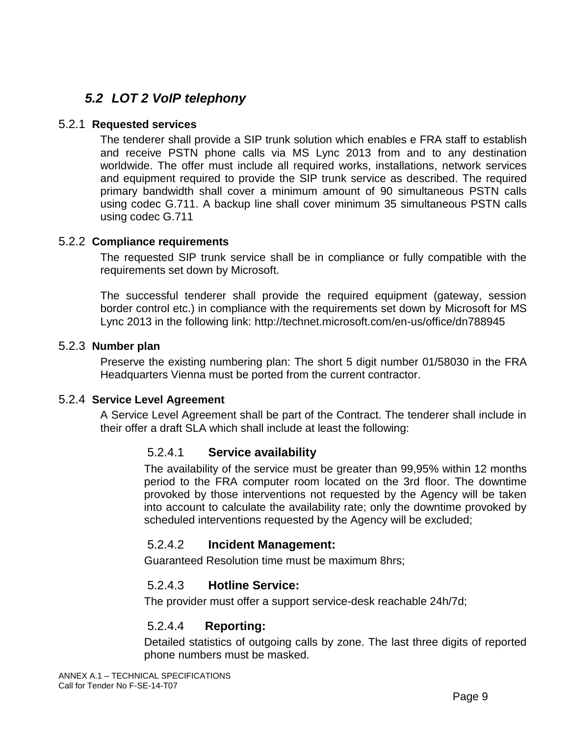## 5.2 *LOT 2 VoIP telephony*

### 5.2.1 Requested services

The tenderer shall provide a SIP trunk solution which enables e FRA staff to establish and receive PSTN phone calls via MS Lync 2013 from and to any destination worldwide. The offer must include all required works, installations, network services and equipment required to provide the SIP trunk service as described. The required primary bandwidth shall cover a minimum amount of 90 simultaneous PSTN calls using codec G.711. A backup line shall cover minimum 35 simultaneous PSTN calls using codec G.711

### 5.2.2 Compliance requirements

The requested SIP trunk service shall be in compliance or fully compatible with the requirements set down by Microsoft.

The successful tenderer shall provide the required equipment (gateway, session border control etc.) in compliance with the requirements set down by Microsoft for MS Lync 2013 in the following link: http://technet.microsoft.com/en-us/office/dn788945

### 5.2.3 Number plan

Preserve the existing numbering plan: The short 5 digit number 01/58030 in the FRA Headquarters Vienna must be ported from the current contractor.

### 5.2.4 Service Level Agreement

A Service Level Agreement shall be part of the Contract. The tenderer shall include in their offer a draft SLA which shall include at least the following:

#### 5.2.4.1 Service availability

The availability of the service must be greater than 99,95% within 12 months period to the FRA computer room located on the 3rd floor. The downtime provoked by those interventions not requested by the Agency will be taken into account to calculate the availability rate; only the downtime provoked by scheduled interventions requested by the Agency will be excluded;

#### 5.2.4.2 Incident Management:

Guaranteed Resolution time must be maximum 8hrs;

#### 5.2.4.3 Hotline Service:

The provider must offer a support service-desk reachable 24h/7d;

#### 5.2.4.4 Reporting:

Detailed statistics of outgoing calls by zone. The last three digits of reported phone numbers must be masked.

ANNEX A.1 – TECHNICAL SPECIFICATIONS
Call for Tender No F-SE-14-T07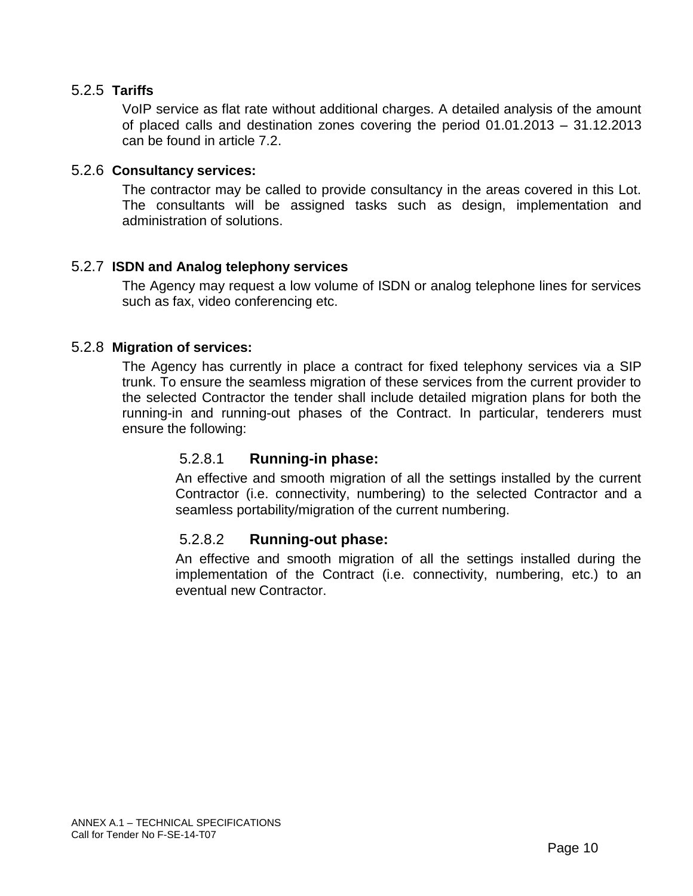### 5.2.5 **Tariffs**

VoIP service as flat rate without additional charges. A detailed analysis of the amount of placed calls and destination zones covering the period 01.01.2013 – 31.12.2013 can be found in article 7.2.

### 5.2.6 **Consultancy services:**

The contractor may be called to provide consultancy in the areas covered in this Lot. The consultants will be assigned tasks such as design, implementation and administration of solutions.

### 5.2.7 **ISDN and Analog telephony services**

The Agency may request a low volume of ISDN or analog telephone lines for services such as fax, video conferencing etc.

### 5.2.8 **Migration of services:**

The Agency has currently in place a contract for fixed telephony services via a SIP trunk. To ensure the seamless migration of these services from the current provider to the selected Contractor the tender shall include detailed migration plans for both the running-in and running-out phases of the Contract. In particular, tenderers must ensure the following:

#### 5.2.8.1 **Running-in phase:**

An effective and smooth migration of all the settings installed by the current Contractor (i.e. connectivity, numbering) to the selected Contractor and a seamless portability/migration of the current numbering.

#### 5.2.8.2 **Running-out phase:**

An effective and smooth migration of all the settings installed during the implementation of the Contract (i.e. connectivity, numbering, etc.) to an eventual new Contractor.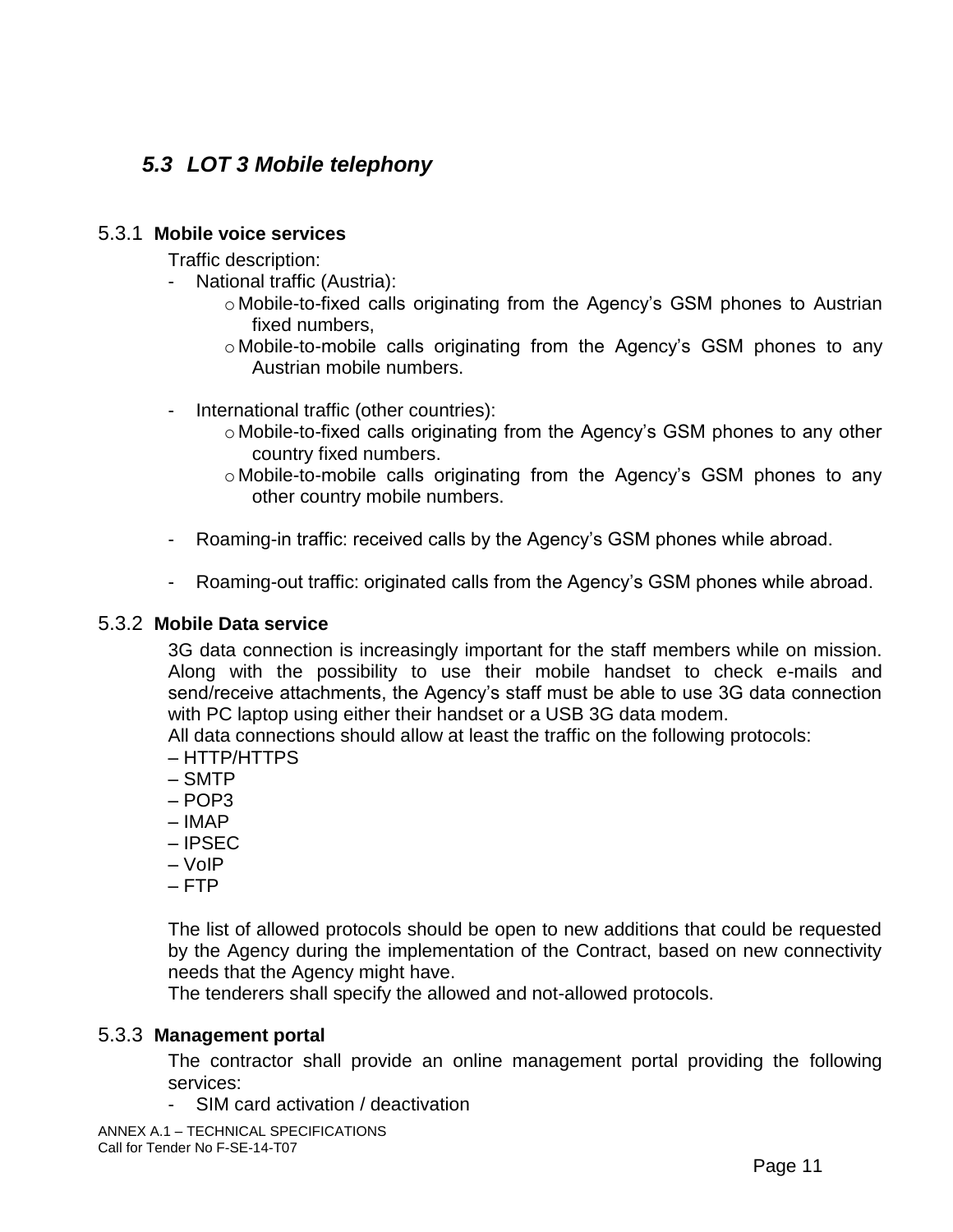## *5.3 LOT 3 Mobile telephony*

### 5.3.1 **Mobile voice services**

Traffic description:

- National traffic (Austria):
  - Mobile-to-fixed calls originating from the Agency's GSM phones to Austrian fixed numbers,
  - Mobile-to-mobile calls originating from the Agency's GSM phones to any Austrian mobile numbers.

- International traffic (other countries):
  - Mobile-to-fixed calls originating from the Agency's GSM phones to any other country fixed numbers.
  - Mobile-to-mobile calls originating from the Agency's GSM phones to any other country mobile numbers.

- Roaming-in traffic: received calls by the Agency's GSM phones while abroad.

- Roaming-out traffic: originated calls from the Agency's GSM phones while abroad.

### 5.3.2 **Mobile Data service**

3G data connection is increasingly important for the staff members while on mission. Along with the possibility to use their mobile handset to check e-mails and send/receive attachments, the Agency's staff must be able to use 3G data connection with PC laptop using either their handset or a USB 3G data modem.

All data connections should allow at least the traffic on the following protocols:

– HTTP/HTTPS
– SMTP
– POP3
– IMAP
– IPSEC
– VoIP
– FTP

The list of allowed protocols should be open to new additions that could be requested by the Agency during the implementation of the Contract, based on new connectivity needs that the Agency might have.

The tenderers shall specify the allowed and not-allowed protocols.

### 5.3.3 **Management portal**

The contractor shall provide an online management portal providing the following services:

- SIM card activation / deactivation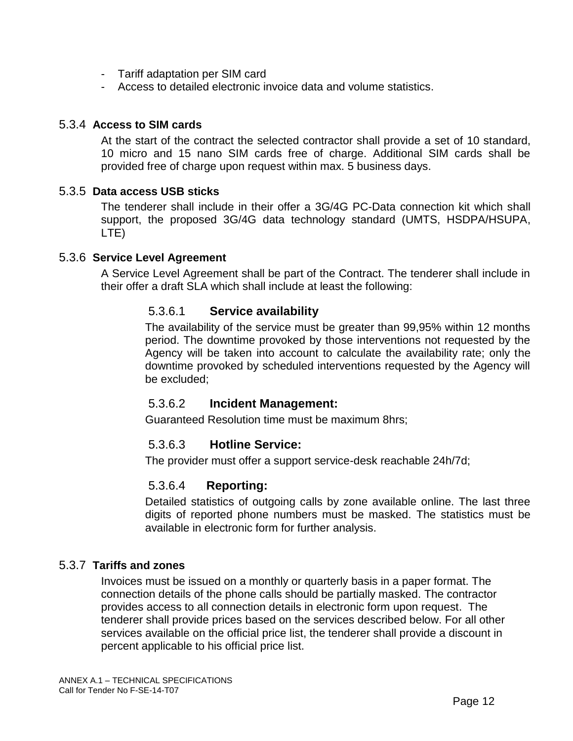- Tariff adaptation per SIM card
- Access to detailed electronic invoice data and volume statistics.

### 5.3.4 Access to SIM cards

At the start of the contract the selected contractor shall provide a set of 10 standard, 10 micro and 15 nano SIM cards free of charge. Additional SIM cards shall be provided free of charge upon request within max. 5 business days.

### 5.3.5 Data access USB sticks

The tenderer shall include in their offer a 3G/4G PC-Data connection kit which shall support, the proposed 3G/4G data technology standard (UMTS, HSDPA/HSUPA, LTE)

### 5.3.6 Service Level Agreement

A Service Level Agreement shall be part of the Contract. The tenderer shall include in their offer a draft SLA which shall include at least the following:

#### 5.3.6.1 Service availability

The availability of the service must be greater than 99,95% within 12 months period. The downtime provoked by those interventions not requested by the Agency will be taken into account to calculate the availability rate; only the downtime provoked by scheduled interventions requested by the Agency will be excluded;

#### 5.3.6.2 Incident Management:

Guaranteed Resolution time must be maximum 8hrs;

#### 5.3.6.3 Hotline Service:

The provider must offer a support service-desk reachable 24h/7d;

#### 5.3.6.4 Reporting:

Detailed statistics of outgoing calls by zone available online. The last three digits of reported phone numbers must be masked. The statistics must be available in electronic form for further analysis.

### 5.3.7 Tariffs and zones

Invoices must be issued on a monthly or quarterly basis in a paper format. The connection details of the phone calls should be partially masked. The contractor provides access to all connection details in electronic form upon request. The tenderer shall provide prices based on the services described below. For all other services available on the official price list, the tenderer shall provide a discount in percent applicable to his official price list.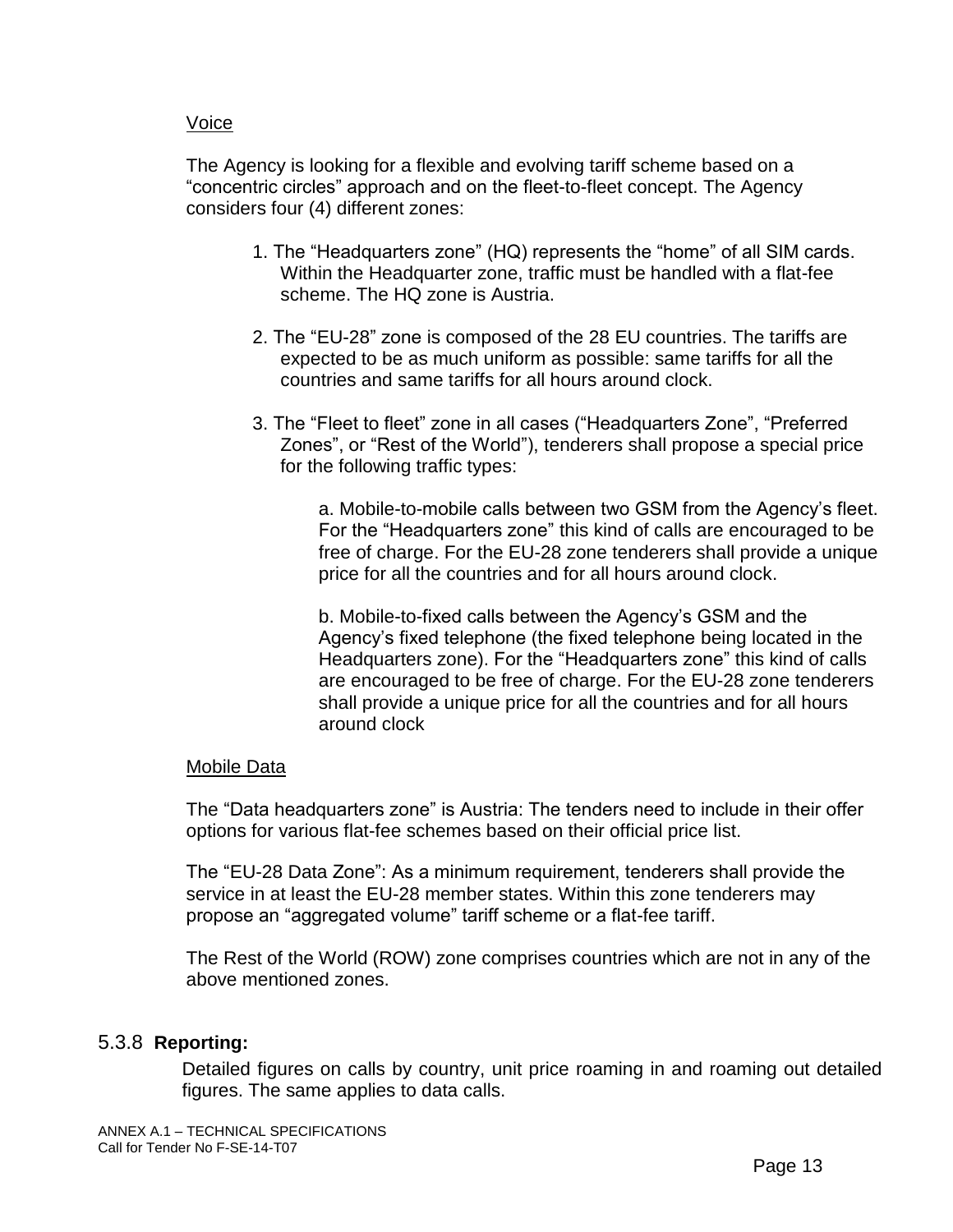Voice

The Agency is looking for a flexible and evolving tariff scheme based on a "concentric circles" approach and on the fleet-to-fleet concept. The Agency considers four (4) different zones:

1. The "Headquarters zone" (HQ) represents the "home" of all SIM cards. Within the Headquarter zone, traffic must be handled with a flat-fee scheme. The HQ zone is Austria.

2. The "EU-28" zone is composed of the 28 EU countries. The tariffs are expected to be as much uniform as possible: same tariffs for all the countries and same tariffs for all hours around clock.

3. The "Fleet to fleet" zone in all cases ("Headquarters Zone", "Preferred Zones", or "Rest of the World"), tenderers shall propose a special price for the following traffic types:

   a. Mobile-to-mobile calls between two GSM from the Agency's fleet. For the "Headquarters zone" this kind of calls are encouraged to be free of charge. For the EU-28 zone tenderers shall provide a unique price for all the countries and for all hours around clock.

   b. Mobile-to-fixed calls between the Agency's GSM and the Agency's fixed telephone (the fixed telephone being located in the Headquarters zone). For the "Headquarters zone" this kind of calls are encouraged to be free of charge. For the EU-28 zone tenderers shall provide a unique price for all the countries and for all hours around clock

Mobile Data

The "Data headquarters zone" is Austria: The tenders need to include in their offer options for various flat-fee schemes based on their official price list.

The "EU-28 Data Zone": As a minimum requirement, tenderers shall provide the service in at least the EU-28 member states. Within this zone tenderers may propose an "aggregated volume" tariff scheme or a flat-fee tariff.

The Rest of the World (ROW) zone comprises countries which are not in any of the above mentioned zones.

### 5.3.8 **Reporting:**

Detailed figures on calls by country, unit price roaming in and roaming out detailed figures. The same applies to data calls.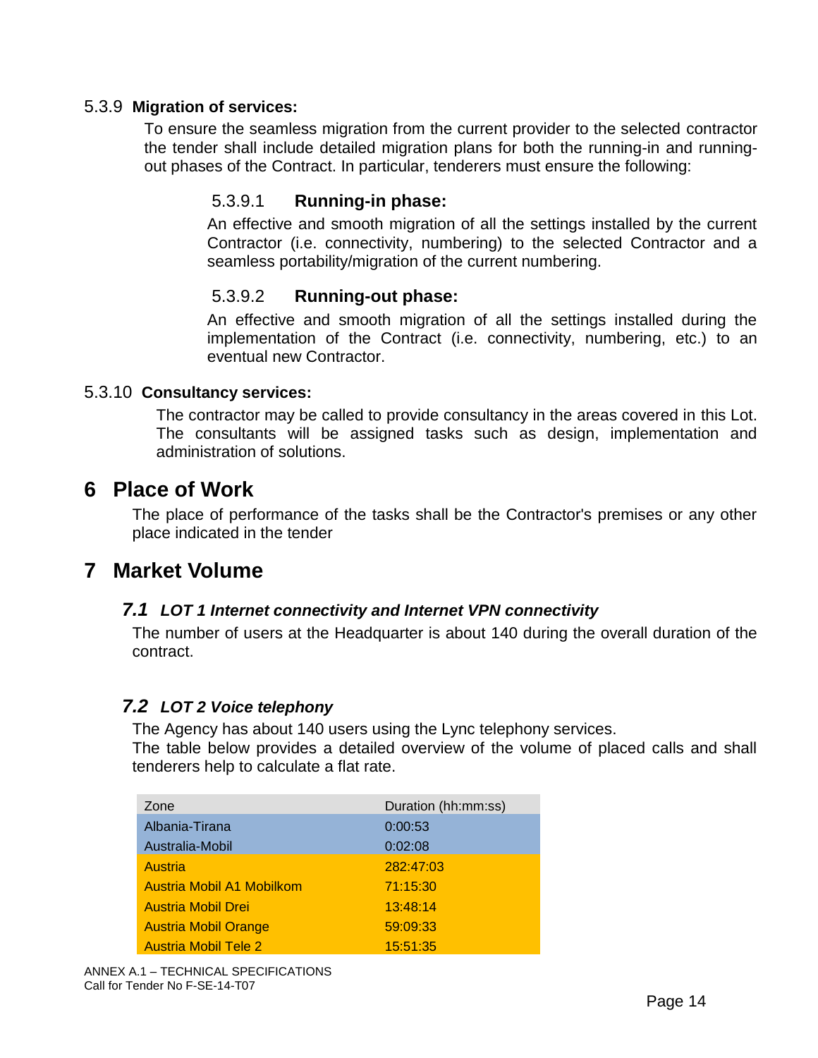#### 5.3.9 **Migration of services:**

To ensure the seamless migration from the current provider to the selected contractor the tender shall include detailed migration plans for both the running-in and running-out phases of the Contract. In particular, tenderers must ensure the following:

##### 5.3.9.1 **Running-in phase:**

An effective and smooth migration of all the settings installed by the current Contractor (i.e. connectivity, numbering) to the selected Contractor and a seamless portability/migration of the current numbering.

##### 5.3.9.2 **Running-out phase:**

An effective and smooth migration of all the settings installed during the implementation of the Contract (i.e. connectivity, numbering, etc.) to an eventual new Contractor.

#### 5.3.10 **Consultancy services:**

The contractor may be called to provide consultancy in the areas covered in this Lot. The consultants will be assigned tasks such as design, implementation and administration of solutions.

# 6 Place of Work

The place of performance of the tasks shall be the Contractor's premises or any other place indicated in the tender

# 7 Market Volume

## *7.1 LOT 1 Internet connectivity and Internet VPN connectivity*

The number of users at the Headquarter is about 140 during the overall duration of the contract.

## *7.2 LOT 2 Voice telephony*

The Agency has about 140 users using the Lync telephony services.
The table below provides a detailed overview of the volume of placed calls and shall tenderers help to calculate a flat rate.

| Zone | Duration (hh:mm:ss) |
|---|---|
| Albania-Tirana | 0:00:53 |
| Australia-Mobil | 0:02:08 |
| Austria | 282:47:03 |
| Austria Mobil A1 Mobilkom | 71:15:30 |
| Austria Mobil Drei | 13:48:14 |
| Austria Mobil Orange | 59:09:33 |
| Austria Mobil Tele 2 | 15:51:35 |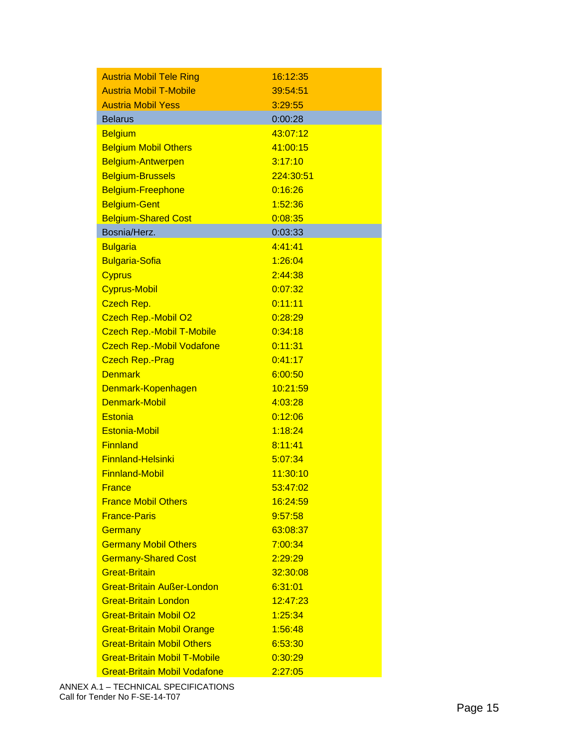| | |
|---|---|
| Austria Mobil Tele Ring | 16:12:35 |
| Austria Mobil T-Mobile | 39:54:51 |
| Austria Mobil Yess | 3:29:55 |
| Belarus | 0:00:28 |
| Belgium | 43:07:12 |
| Belgium Mobil Others | 41:00:15 |
| Belgium-Antwerpen | 3:17:10 |
| Belgium-Brussels | 224:30:51 |
| Belgium-Freephone | 0:16:26 |
| Belgium-Gent | 1:52:36 |
| Belgium-Shared Cost | 0:08:35 |
| Bosnia/Herz. | 0:03:33 |
| Bulgaria | 4:41:41 |
| Bulgaria-Sofia | 1:26:04 |
| Cyprus | 2:44:38 |
| Cyprus-Mobil | 0:07:32 |
| Czech Rep. | 0:11:11 |
| Czech Rep.-Mobil O2 | 0:28:29 |
| Czech Rep.-Mobil T-Mobile | 0:34:18 |
| Czech Rep.-Mobil Vodafone | 0:11:31 |
| Czech Rep.-Prag | 0:41:17 |
| Denmark | 6:00:50 |
| Denmark-Kopenhagen | 10:21:59 |
| Denmark-Mobil | 4:03:28 |
| Estonia | 0:12:06 |
| Estonia-Mobil | 1:18:24 |
| Finnland | 8:11:41 |
| Finnland-Helsinki | 5:07:34 |
| Finnland-Mobil | 11:30:10 |
| France | 53:47:02 |
| France Mobil Others | 16:24:59 |
| France-Paris | 9:57:58 |
| Germany | 63:08:37 |
| Germany Mobil Others | 7:00:34 |
| Germany-Shared Cost | 2:29:29 |
| Great-Britain | 32:30:08 |
| Great-Britain Außer-London | 6:31:01 |
| Great-Britain London | 12:47:23 |
| Great-Britain Mobil O2 | 1:25:34 |
| Great-Britain Mobil Orange | 1:56:48 |
| Great-Britain Mobil Others | 6:53:30 |
| Great-Britain Mobil T-Mobile | 0:30:29 |
| Great-Britain Mobil Vodafone | 2:27:05 |

ANNEX A.1 – TECHNICAL SPECIFICATIONS
Call for Tender No F-SE-14-T07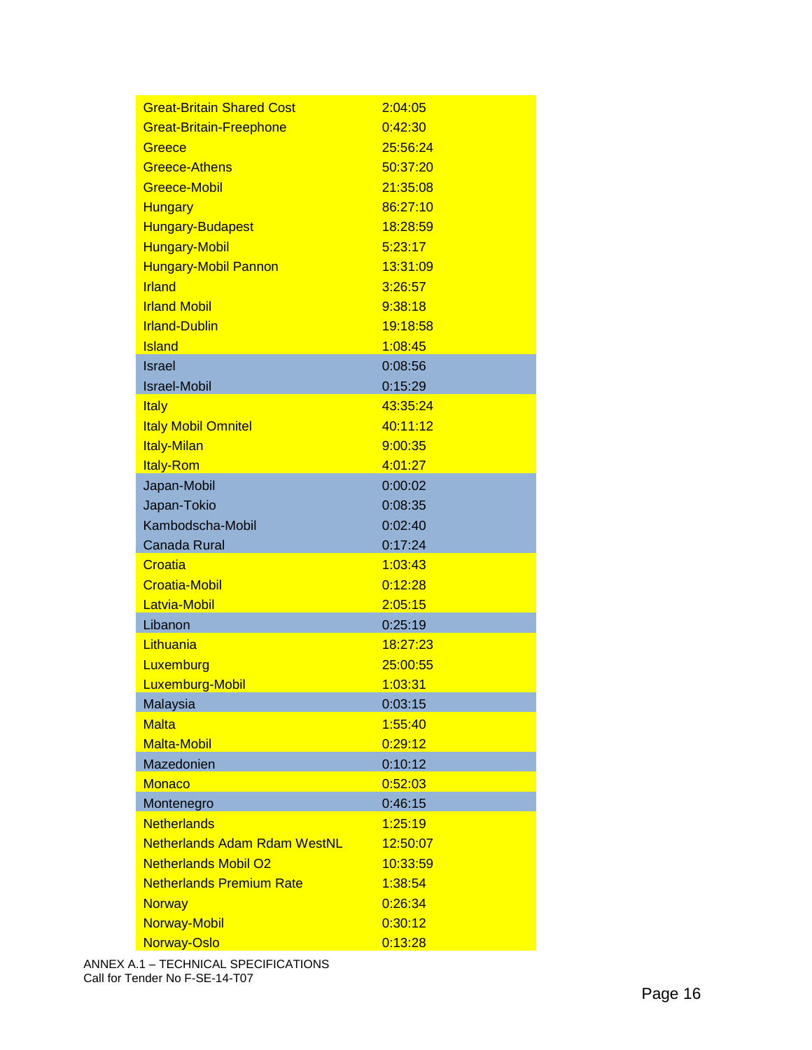| | |
|---|---|
| Great-Britain Shared Cost | 2:04:05 |
| Great-Britain-Freephone | 0:42:30 |
| Greece | 25:56:24 |
| Greece-Athens | 50:37:20 |
| Greece-Mobil | 21:35:08 |
| Hungary | 86:27:10 |
| Hungary-Budapest | 18:28:59 |
| Hungary-Mobil | 5:23:17 |
| Hungary-Mobil Pannon | 13:31:09 |
| Irland | 3:26:57 |
| Irland Mobil | 9:38:18 |
| Irland-Dublin | 19:18:58 |
| Island | 1:08:45 |
| Israel | 0:08:56 |
| Israel-Mobil | 0:15:29 |
| Italy | 43:35:24 |
| Italy Mobil Omnitel | 40:11:12 |
| Italy-Milan | 9:00:35 |
| Italy-Rom | 4:01:27 |
| Japan-Mobil | 0:00:02 |
| Japan-Tokio | 0:08:35 |
| Kambodscha-Mobil | 0:02:40 |
| Canada Rural | 0:17:24 |
| Croatia | 1:03:43 |
| Croatia-Mobil | 0:12:28 |
| Latvia-Mobil | 2:05:15 |
| Libanon | 0:25:19 |
| Lithuania | 18:27:23 |
| Luxemburg | 25:00:55 |
| Luxemburg-Mobil | 1:03:31 |
| Malaysia | 0:03:15 |
| Malta | 1:55:40 |
| Malta-Mobil | 0:29:12 |
| Mazedonien | 0:10:12 |
| Monaco | 0:52:03 |
| Montenegro | 0:46:15 |
| Netherlands | 1:25:19 |
| Netherlands Adam Rdam WestNL | 12:50:07 |
| Netherlands Mobil O2 | 10:33:59 |
| Netherlands Premium Rate | 1:38:54 |
| Norway | 0:26:34 |
| Norway-Mobil | 0:30:12 |
| Norway-Oslo | 0:13:28 |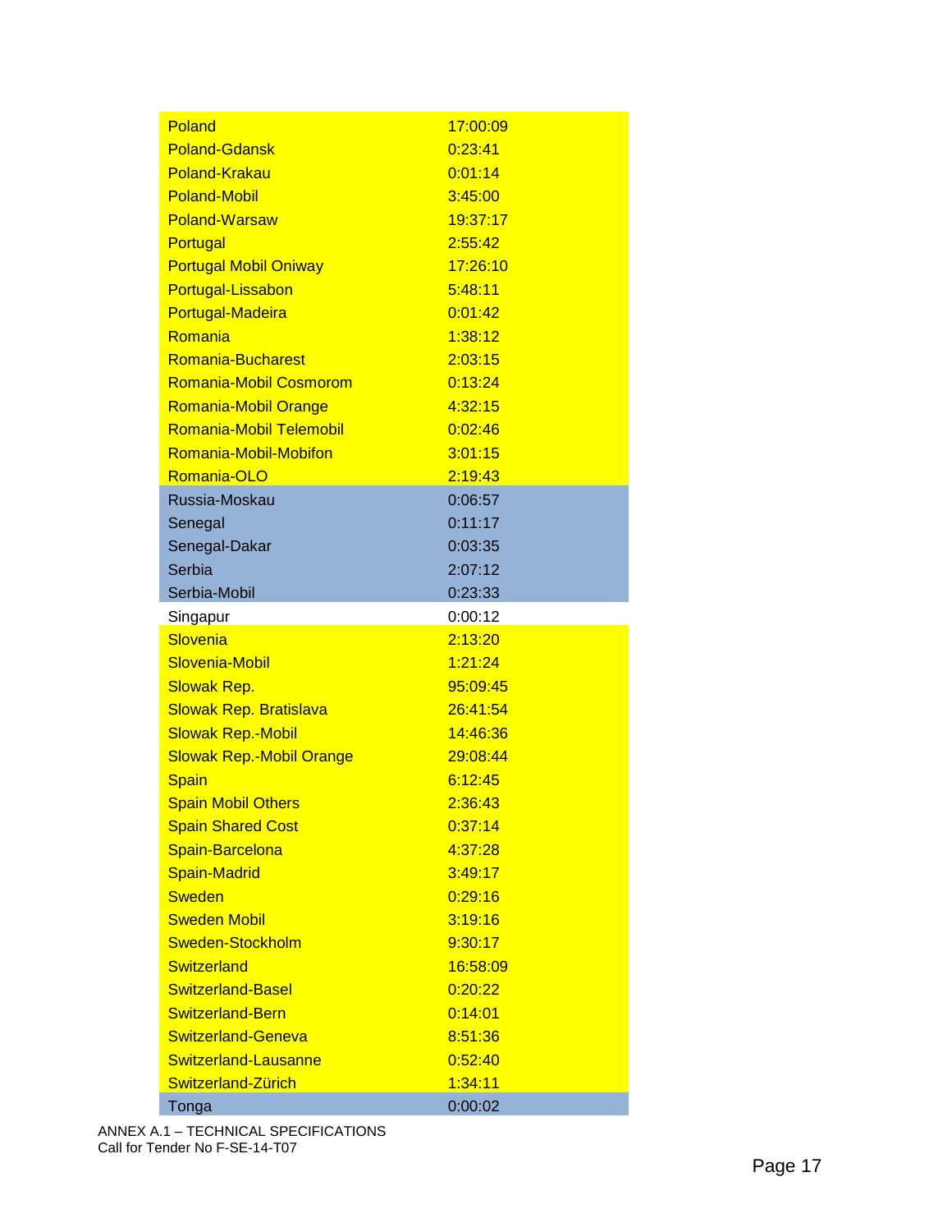| | |
|---|---|
| Poland | 17:00:09 |
| Poland-Gdansk | 0:23:41 |
| Poland-Krakau | 0:01:14 |
| Poland-Mobil | 3:45:00 |
| Poland-Warsaw | 19:37:17 |
| Portugal | 2:55:42 |
| Portugal Mobil Oniway | 17:26:10 |
| Portugal-Lissabon | 5:48:11 |
| Portugal-Madeira | 0:01:42 |
| Romania | 1:38:12 |
| Romania-Bucharest | 2:03:15 |
| Romania-Mobil Cosmorom | 0:13:24 |
| Romania-Mobil Orange | 4:32:15 |
| Romania-Mobil Telemobil | 0:02:46 |
| Romania-Mobil-Mobifon | 3:01:15 |
| Romania-OLO | 2:19:43 |
| Russia-Moskau | 0:06:57 |
| Senegal | 0:11:17 |
| Senegal-Dakar | 0:03:35 |
| Serbia | 2:07:12 |
| Serbia-Mobil | 0:23:33 |
| Singapur | 0:00:12 |
| Slovenia | 2:13:20 |
| Slovenia-Mobil | 1:21:24 |
| Slowak Rep. | 95:09:45 |
| Slowak Rep. Bratislava | 26:41:54 |
| Slowak Rep.-Mobil | 14:46:36 |
| Slowak Rep.-Mobil Orange | 29:08:44 |
| Spain | 6:12:45 |
| Spain Mobil Others | 2:36:43 |
| Spain Shared Cost | 0:37:14 |
| Spain-Barcelona | 4:37:28 |
| Spain-Madrid | 3:49:17 |
| Sweden | 0:29:16 |
| Sweden Mobil | 3:19:16 |
| Sweden-Stockholm | 9:30:17 |
| Switzerland | 16:58:09 |
| Switzerland-Basel | 0:20:22 |
| Switzerland-Bern | 0:14:01 |
| Switzerland-Geneva | 8:51:36 |
| Switzerland-Lausanne | 0:52:40 |
| Switzerland-Zürich | 1:34:11 |
| Tonga | 0:00:02 |

ANNEX A.1 – TECHNICAL SPECIFICATIONS
Call for Tender No F-SE-14-T07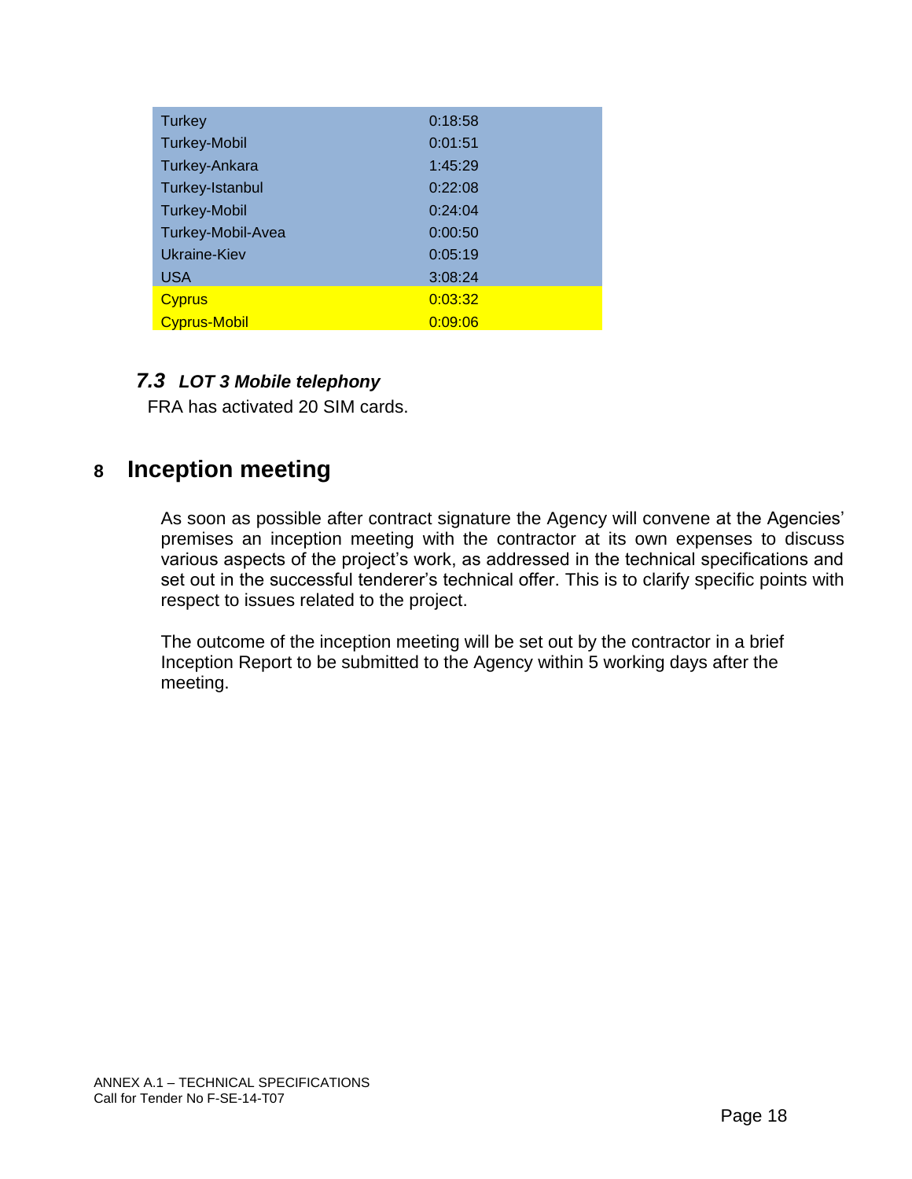| | |
|---|---|
| Turkey | 0:18:58 |
| Turkey-Mobil | 0:01:51 |
| Turkey-Ankara | 1:45:29 |
| Turkey-Istanbul | 0:22:08 |
| Turkey-Mobil | 0:24:04 |
| Turkey-Mobil-Avea | 0:00:50 |
| Ukraine-Kiev | 0:05:19 |
| USA | 3:08:24 |
| Cyprus | 0:03:32 |
| Cyprus-Mobil | 0:09:06 |

### *7.3 LOT 3 Mobile telephony*

FRA has activated 20 SIM cards.

## 8 Inception meeting

As soon as possible after contract signature the Agency will convene at the Agencies' premises an inception meeting with the contractor at its own expenses to discuss various aspects of the project's work, as addressed in the technical specifications and set out in the successful tenderer's technical offer. This is to clarify specific points with respect to issues related to the project.

The outcome of the inception meeting will be set out by the contractor in a brief Inception Report to be submitted to the Agency within 5 working days after the meeting.